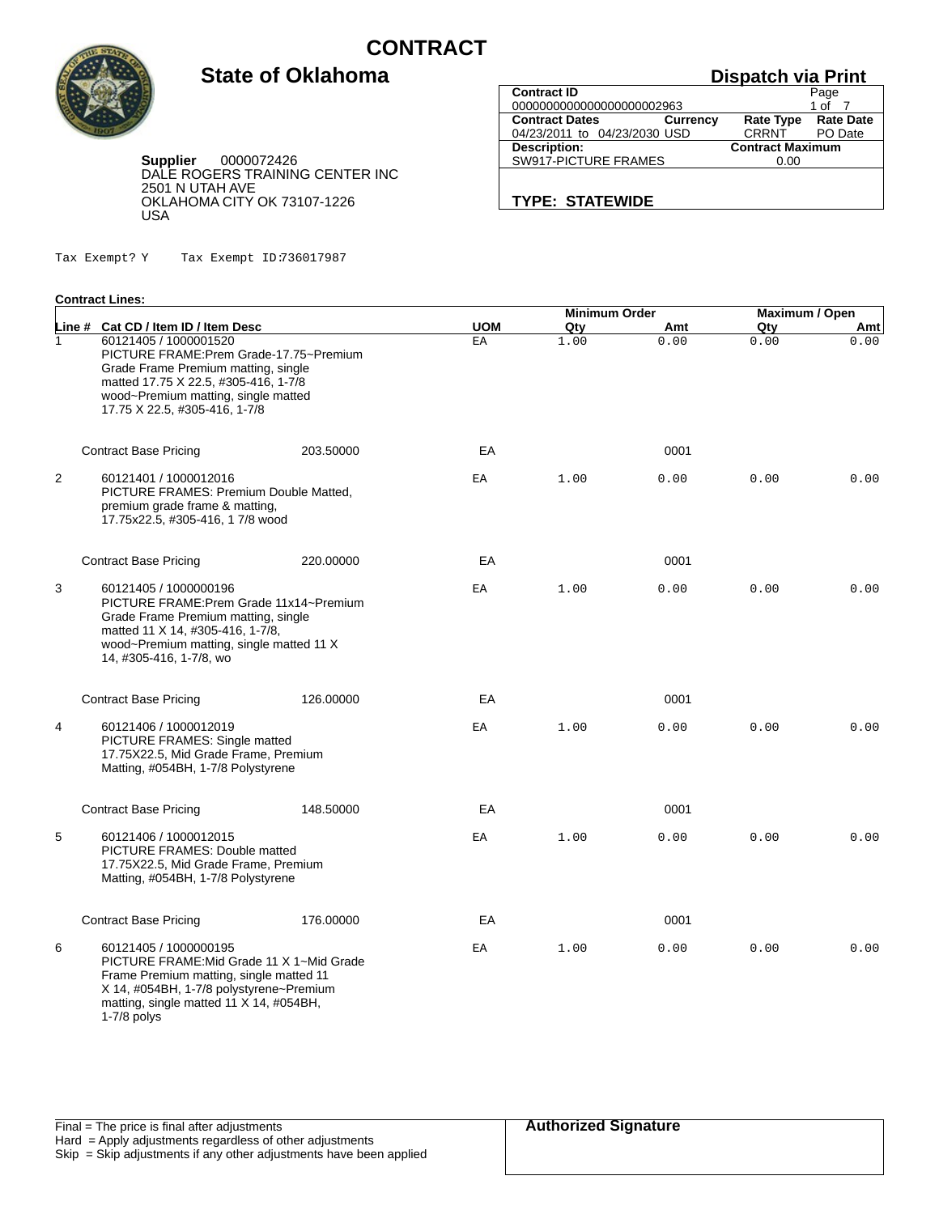# CONTRACT

## State of Oklahoma

**Dispatch via Print**

| Contract ID | | | Page |
|---|---|---|---|
| 00000000000000000000002963 | | | 1 of 7 |
| **Contract Dates** | **Currency** | **Rate Type** | **Rate Date** |
| 04/23/2011 to 04/23/2030 | USD | CRRNT | PO Date |
| **Description:** | | **Contract Maximum** | |
| SW917-PICTURE FRAMES | | 0.00 | |

**TYPE: STATEWIDE**

**Supplier** 0000072426
DALE ROGERS TRAINING CENTER INC
2501 N UTAH AVE
OKLAHOMA CITY OK 73107-1226
USA

Tax Exempt? Y Tax Exempt ID:736017987

**Contract Lines:**

| Line # | Cat CD / Item ID / Item Desc | | UOM | Minimum Order Qty | Minimum Order Amt | Maximum / Open Qty | Maximum / Open Amt |
|---|---|---|---|---|---|---|---|
| 1 | 60121405 / 1000001520<br>PICTURE FRAME:Prem Grade-17.75~Premium Grade Frame Premium matting, single matted 17.75 X 22.5, #305-416, 1-7/8 wood~Premium matting, single matted 17.75 X 22.5, #305-416, 1-7/8 | | EA | 1.00 | 0.00 | 0.00 | 0.00 |
| | Contract Base Pricing | 203.50000 | EA | | 0001 | | |
| 2 | 60121401 / 1000012016<br>PICTURE FRAMES: Premium Double Matted, premium grade frame & matting, 17.75x22.5, #305-416, 1 7/8 wood | | EA | 1.00 | 0.00 | 0.00 | 0.00 |
| | Contract Base Pricing | 220.00000 | EA | | 0001 | | |
| 3 | 60121405 / 1000000196<br>PICTURE FRAME:Prem Grade 11x14~Premium Grade Frame Premium matting, single matted 11 X 14, #305-416, 1-7/8, wood~Premium matting, single matted 11 X 14, #305-416, 1-7/8, wo | | EA | 1.00 | 0.00 | 0.00 | 0.00 |
| | Contract Base Pricing | 126.00000 | EA | | 0001 | | |
| 4 | 60121406 / 1000012019<br>PICTURE FRAMES: Single matted 17.75X22.5, Mid Grade Frame, Premium Matting, #054BH, 1-7/8 Polystyrene | | EA | 1.00 | 0.00 | 0.00 | 0.00 |
| | Contract Base Pricing | 148.50000 | EA | | 0001 | | |
| 5 | 60121406 / 1000012015<br>PICTURE FRAMES: Double matted 17.75X22.5, Mid Grade Frame, Premium Matting, #054BH, 1-7/8 Polystyrene | | EA | 1.00 | 0.00 | 0.00 | 0.00 |
| | Contract Base Pricing | 176.00000 | EA | | 0001 | | |
| 6 | 60121405 / 1000000195<br>PICTURE FRAME:Mid Grade 11 X 1~Mid Grade Frame Premium matting, single matted 11 X 14, #054BH, 1-7/8 polystyrene~Premium matting, single matted 11 X 14, #054BH, 1-7/8 polys | | EA | 1.00 | 0.00 | 0.00 | 0.00 |

Final = The price is final after adjustments
Hard = Apply adjustments regardless of other adjustments
Skip = Skip adjustments if any other adjustments have been applied

**Authorized Signature**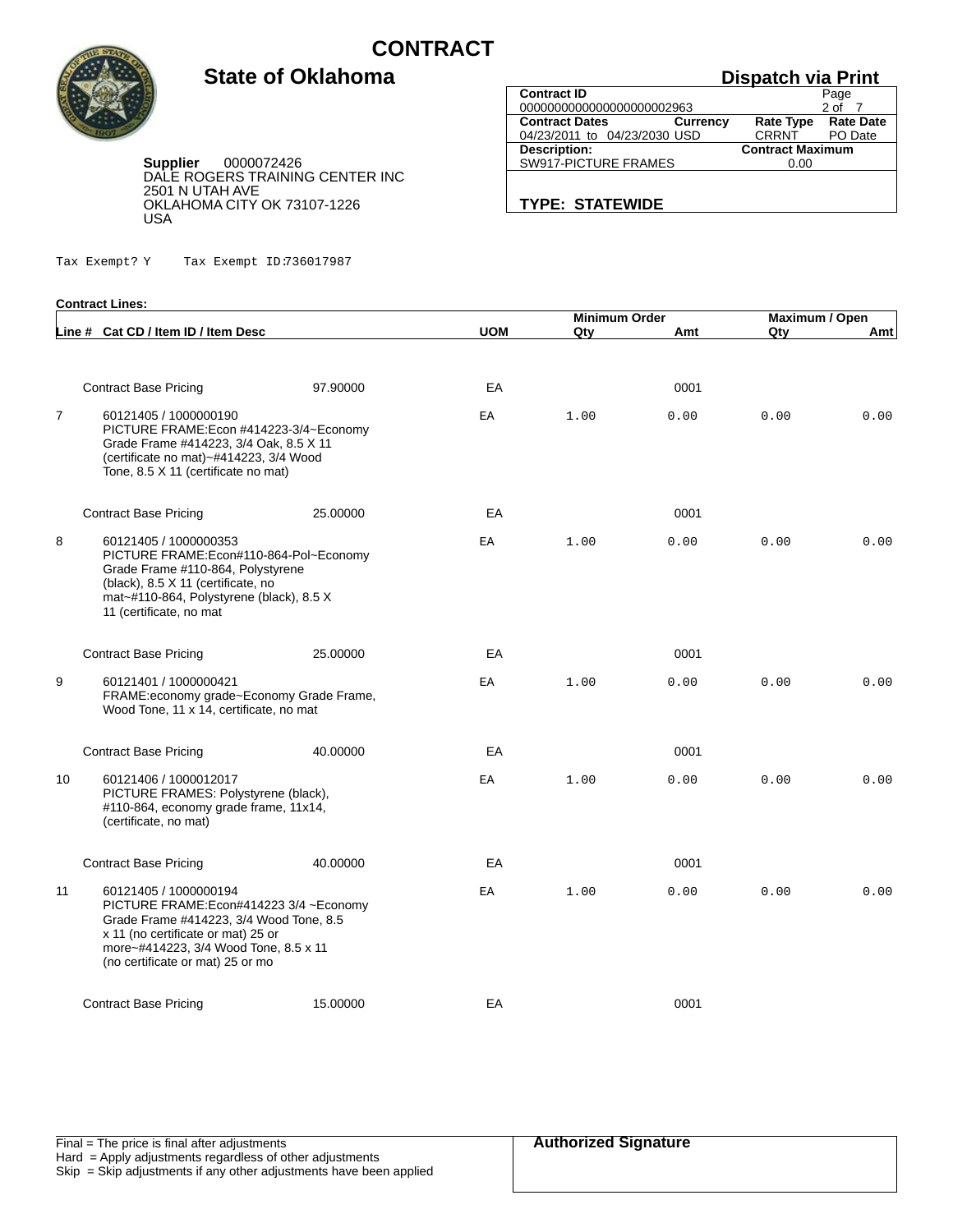# CONTRACT

## State of Oklahoma

**Dispatch via Print**

| **Contract ID** | | | Page |
|---|---|---|---|
| 00000000000000000002963 | | | 2 of 7 |
| **Contract Dates** | **Currency** | **Rate Type** | **Rate Date** |
| 04/23/2011 to 04/23/2030 | USD | CRRNT | PO Date |
| **Description:** | | **Contract Maximum** | |
| SW917-PICTURE FRAMES | | 0.00 | |

**TYPE: STATEWIDE**

**Supplier** 0000072426
DALE ROGERS TRAINING CENTER INC
2501 N UTAH AVE
OKLAHOMA CITY OK 73107-1226
USA

Tax Exempt? Y Tax Exempt ID:736017987

**Contract Lines:**

| Line # | Cat CD / Item ID / Item Desc | | UOM | Minimum Order Qty | Minimum Order Amt | Maximum / Open Qty | Maximum / Open Amt |
|---|---|---|---|---|---|---|---|
| | Contract Base Pricing | 97.90000 | EA | | 0001 | | |
| 7 | 60121405 / 1000000190<br>PICTURE FRAME:Econ #414223-3/4~Economy Grade Frame #414223, 3/4 Oak, 8.5 X 11 (certificate no mat)~#414223, 3/4 Wood Tone, 8.5 X 11 (certificate no mat) | | EA | 1.00 | 0.00 | 0.00 | 0.00 |
| | Contract Base Pricing | 25.00000 | EA | | 0001 | | |
| 8 | 60121405 / 1000000353<br>PICTURE FRAME:Econ#110-864-Pol~Economy Grade Frame #110-864, Polystyrene (black), 8.5 X 11 (certificate, no mat~#110-864, Polystyrene (black), 8.5 X 11 (certificate, no mat | | EA | 1.00 | 0.00 | 0.00 | 0.00 |
| | Contract Base Pricing | 25.00000 | EA | | 0001 | | |
| 9 | 60121401 / 1000000421<br>FRAME:economy grade~Economy Grade Frame, Wood Tone, 11 x 14, certificate, no mat | | EA | 1.00 | 0.00 | 0.00 | 0.00 |
| | Contract Base Pricing | 40.00000 | EA | | 0001 | | |
| 10 | 60121406 / 1000012017<br>PICTURE FRAMES: Polystyrene (black), #110-864, economy grade frame, 11x14, (certificate, no mat) | | EA | 1.00 | 0.00 | 0.00 | 0.00 |
| | Contract Base Pricing | 40.00000 | EA | | 0001 | | |
| 11 | 60121405 / 1000000194<br>PICTURE FRAME:Econ#414223 3/4 ~Economy Grade Frame #414223, 3/4 Wood Tone, 8.5 x 11 (no certificate or mat) 25 or more~#414223, 3/4 Wood Tone, 8.5 x 11 (no certificate or mat) 25 or mo | | EA | 1.00 | 0.00 | 0.00 | 0.00 |
| | Contract Base Pricing | 15.00000 | EA | | 0001 | | |

Final = The price is final after adjustments
Hard = Apply adjustments regardless of other adjustments
Skip = Skip adjustments if any other adjustments have been applied

**Authorized Signature**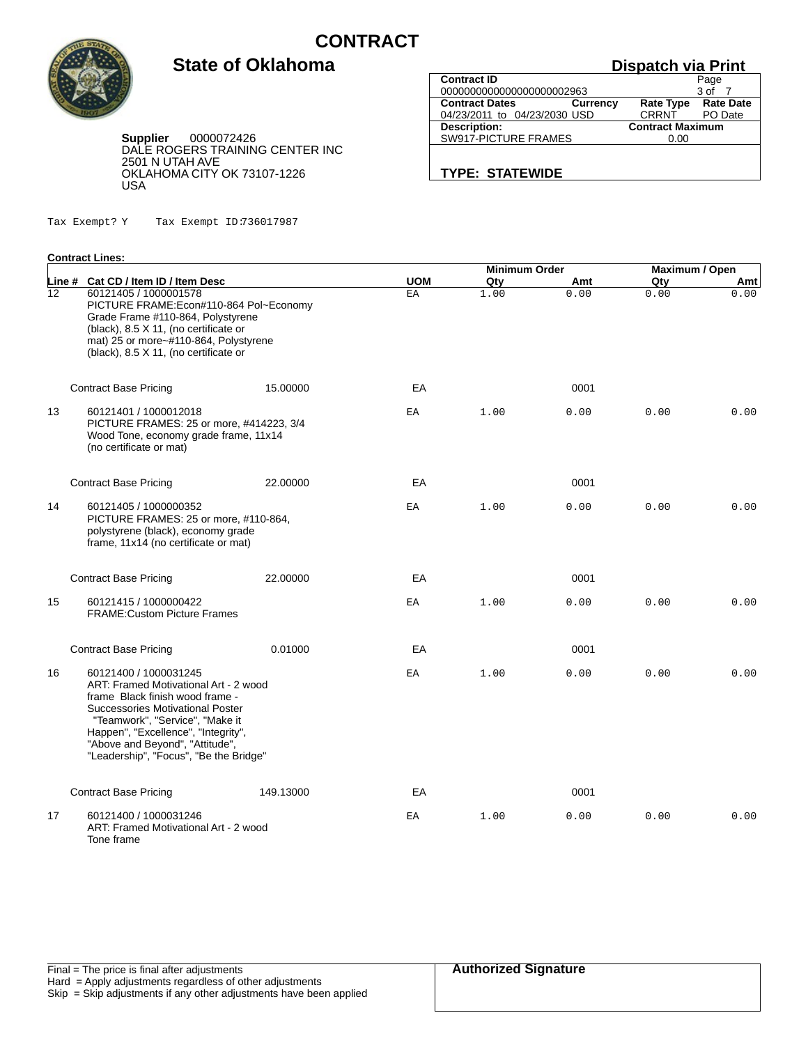# CONTRACT

## State of Oklahoma

**Dispatch via Print**

| Contract ID | | | Page |
|---|---|---|---|
| 00000000000000000002963 | | | 3 of 7 |
| **Contract Dates** | **Currency** | **Rate Type** | **Rate Date** |
| 04/23/2011 to 04/23/2030 | USD | CRRNT | PO Date |
| **Description:** | | **Contract Maximum** | |
| SW917-PICTURE FRAMES | | 0.00 | |

**TYPE: STATEWIDE**

**Supplier** 0000072426
DALE ROGERS TRAINING CENTER INC
2501 N UTAH AVE
OKLAHOMA CITY OK 73107-1226
USA

Tax Exempt? Y Tax Exempt ID:736017987

**Contract Lines:**

| Line # | Cat CD / Item ID / Item Desc | | UOM | Minimum Order Qty | Minimum Order Amt | Maximum / Open Qty | Maximum / Open Amt |
|---|---|---|---|---|---|---|---|
| 12 | 60121405 / 1000001578<br>PICTURE FRAME:Econ#110-864 Pol~Economy Grade Frame #110-864, Polystyrene (black), 8.5 X 11, (no certificate or mat) 25 or more~#110-864, Polystyrene (black), 8.5 X 11, (no certificate or | | EA | 1.00 | 0.00 | 0.00 | 0.00 |
| | Contract Base Pricing | 15.00000 | EA | | 0001 | | |
| 13 | 60121401 / 1000012018<br>PICTURE FRAMES: 25 or more, #414223, 3/4 Wood Tone, economy grade frame, 11x14 (no certificate or mat) | | EA | 1.00 | 0.00 | 0.00 | 0.00 |
| | Contract Base Pricing | 22.00000 | EA | | 0001 | | |
| 14 | 60121405 / 1000000352<br>PICTURE FRAMES: 25 or more, #110-864, polystyrene (black), economy grade frame, 11x14 (no certificate or mat) | | EA | 1.00 | 0.00 | 0.00 | 0.00 |
| | Contract Base Pricing | 22.00000 | EA | | 0001 | | |
| 15 | 60121415 / 1000000422<br>FRAME:Custom Picture Frames | | EA | 1.00 | 0.00 | 0.00 | 0.00 |
| | Contract Base Pricing | 0.01000 | EA | | 0001 | | |
| 16 | 60121400 / 1000031245<br>ART: Framed Motivational Art - 2 wood frame Black finish wood frame - Successories Motivational Poster "Teamwork", "Service", "Make it Happen", "Excellence", "Integrity", "Above and Beyond", "Attitude", "Leadership", "Focus", "Be the Bridge" | | EA | 1.00 | 0.00 | 0.00 | 0.00 |
| | Contract Base Pricing | 149.13000 | EA | | 0001 | | |
| 17 | 60121400 / 1000031246<br>ART: Framed Motivational Art - 2 wood Tone frame | | EA | 1.00 | 0.00 | 0.00 | 0.00 |

Final = The price is final after adjustments
Hard = Apply adjustments regardless of other adjustments
Skip = Skip adjustments if any other adjustments have been applied

**Authorized Signature**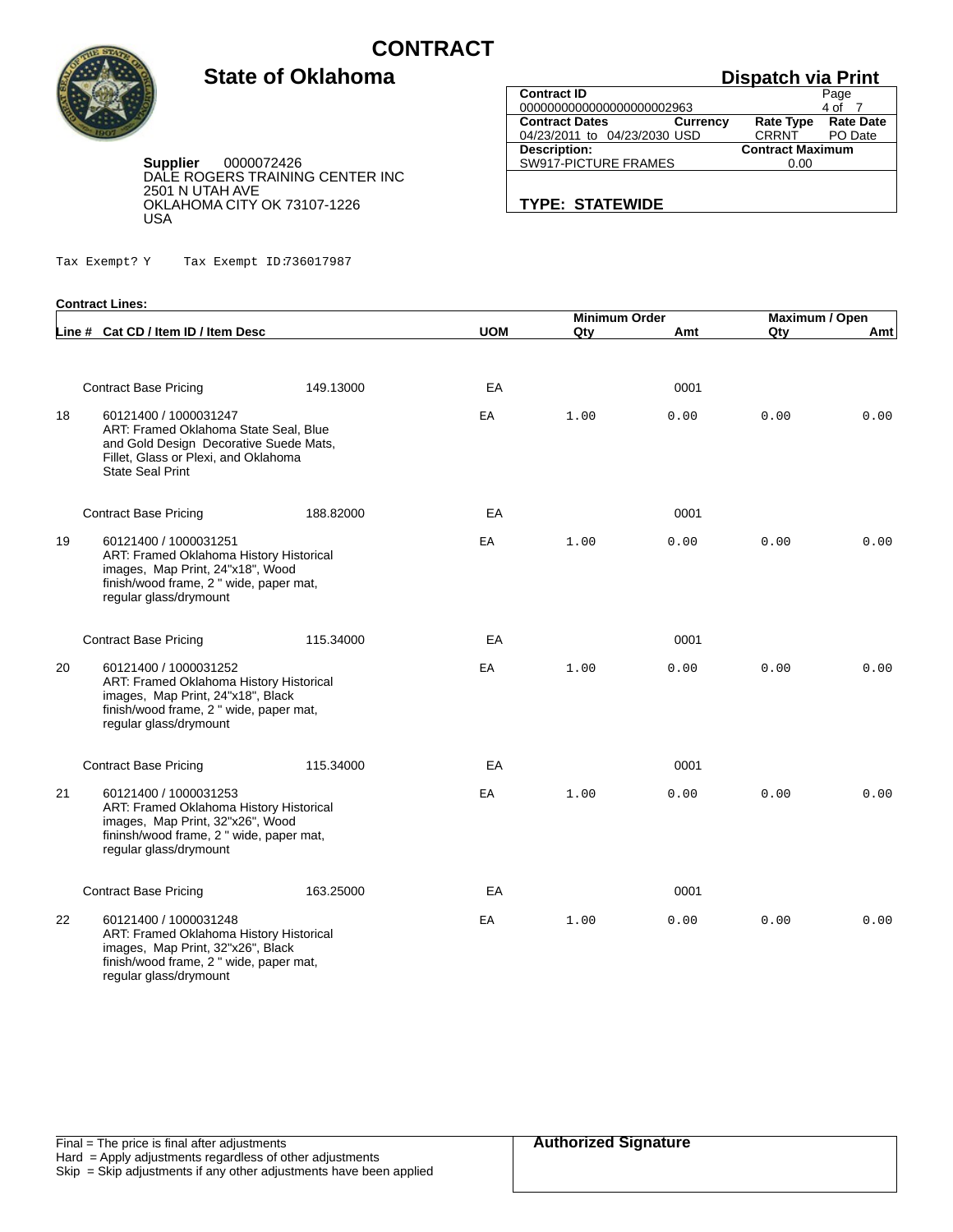# CONTRACT

## State of Oklahoma

**Supplier** 0000072426
DALE ROGERS TRAINING CENTER INC
2501 N UTAH AVE
OKLAHOMA CITY OK 73107-1226
USA

**Dispatch via Print**

| Contract ID | | | Page |
|---|---|---|---|
| 00000000000000000000002963 | | | 4 of 7 |
| **Contract Dates** | **Currency** | **Rate Type** | **Rate Date** |
| 04/23/2011 to 04/23/2030 | USD | CRRNT | PO Date |
| **Description:** | | **Contract Maximum** | |
| SW917-PICTURE FRAMES | | 0.00 | |

**TYPE: STATEWIDE**

Tax Exempt? Y    Tax Exempt ID:736017987

**Contract Lines:**

| Line # | Cat CD / Item ID / Item Desc | | UOM | Minimum Order Qty | Minimum Order Amt | Maximum / Open Qty | Maximum / Open Amt |
|---|---|---|---|---|---|---|---|
| | Contract Base Pricing | 149.13000 | EA | | 0001 | | |
| 18 | 60121400 / 1000031247<br>ART: Framed Oklahoma State Seal, Blue and Gold Design Decorative Suede Mats, Fillet, Glass or Plexi, and Oklahoma State Seal Print | | EA | 1.00 | 0.00 | 0.00 | 0.00 |
| | Contract Base Pricing | 188.82000 | EA | | 0001 | | |
| 19 | 60121400 / 1000031251<br>ART: Framed Oklahoma History Historical images, Map Print, 24"x18", Wood finish/wood frame, 2 " wide, paper mat, regular glass/drymount | | EA | 1.00 | 0.00 | 0.00 | 0.00 |
| | Contract Base Pricing | 115.34000 | EA | | 0001 | | |
| 20 | 60121400 / 1000031252<br>ART: Framed Oklahoma History Historical images, Map Print, 24"x18", Black finish/wood frame, 2 " wide, paper mat, regular glass/drymount | | EA | 1.00 | 0.00 | 0.00 | 0.00 |
| | Contract Base Pricing | 115.34000 | EA | | 0001 | | |
| 21 | 60121400 / 1000031253<br>ART: Framed Oklahoma History Historical images, Map Print, 32"x26", Wood fininsh/wood frame, 2 " wide, paper mat, regular glass/drymount | | EA | 1.00 | 0.00 | 0.00 | 0.00 |
| | Contract Base Pricing | 163.25000 | EA | | 0001 | | |
| 22 | 60121400 / 1000031248<br>ART: Framed Oklahoma History Historical images, Map Print, 32"x26", Black finish/wood frame, 2 " wide, paper mat, regular glass/drymount | | EA | 1.00 | 0.00 | 0.00 | 0.00 |

Final = The price is final after adjustments
Hard = Apply adjustments regardless of other adjustments
Skip = Skip adjustments if any other adjustments have been applied

**Authorized Signature**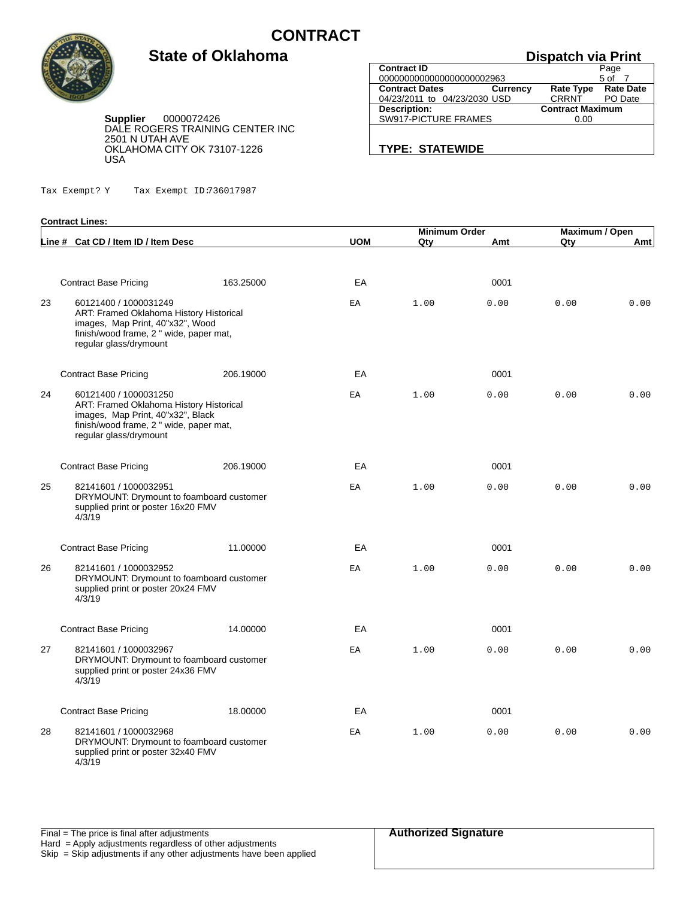# CONTRACT

## State of Oklahoma

**Dispatch via Print**

| Contract ID | | Page |
|---|---|---|
| 00000000000000000000002963 | | 5 of 7 |

| Contract Dates | Currency | Rate Type | Rate Date |
|---|---|---|---|
| 04/23/2011 to 04/23/2030 | USD | CRRNT | PO Date |

| Description: | Contract Maximum |
|---|---|
| SW917-PICTURE FRAMES | 0.00 |

**TYPE: STATEWIDE**

**Supplier** 0000072426
DALE ROGERS TRAINING CENTER INC
2501 N UTAH AVE
OKLAHOMA CITY OK 73107-1226
USA

Tax Exempt? Y    Tax Exempt ID:736017987

**Contract Lines:**

| Line # | Cat CD / Item ID / Item Desc | | UOM | Minimum Order Qty | Minimum Order Amt | Maximum / Open Qty | Maximum / Open Amt |
|---|---|---|---|---|---|---|---|
| | Contract Base Pricing | 163.25000 | EA | | 0001 | | |
| 23 | 60121400 / 1000031249 ART: Framed Oklahoma History Historical images, Map Print, 40"x32", Wood finish/wood frame, 2 " wide, paper mat, regular glass/drymount | | EA | 1.00 | 0.00 | 0.00 | 0.00 |
| | Contract Base Pricing | 206.19000 | EA | | 0001 | | |
| 24 | 60121400 / 1000031250 ART: Framed Oklahoma History Historical images, Map Print, 40"x32", Black finish/wood frame, 2 " wide, paper mat, regular glass/drymount | | EA | 1.00 | 0.00 | 0.00 | 0.00 |
| | Contract Base Pricing | 206.19000 | EA | | 0001 | | |
| 25 | 82141601 / 1000032951 DRYMOUNT: Drymount to foamboard customer supplied print or poster 16x20 FMV 4/3/19 | | EA | 1.00 | 0.00 | 0.00 | 0.00 |
| | Contract Base Pricing | 11.00000 | EA | | 0001 | | |
| 26 | 82141601 / 1000032952 DRYMOUNT: Drymount to foamboard customer supplied print or poster 20x24 FMV 4/3/19 | | EA | 1.00 | 0.00 | 0.00 | 0.00 |
| | Contract Base Pricing | 14.00000 | EA | | 0001 | | |
| 27 | 82141601 / 1000032967 DRYMOUNT: Drymount to foamboard customer supplied print or poster 24x36 FMV 4/3/19 | | EA | 1.00 | 0.00 | 0.00 | 0.00 |
| | Contract Base Pricing | 18.00000 | EA | | 0001 | | |
| 28 | 82141601 / 1000032968 DRYMOUNT: Drymount to foamboard customer supplied print or poster 32x40 FMV 4/3/19 | | EA | 1.00 | 0.00 | 0.00 | 0.00 |

Final = The price is final after adjustments
Hard = Apply adjustments regardless of other adjustments
Skip = Skip adjustments if any other adjustments have been applied

**Authorized Signature**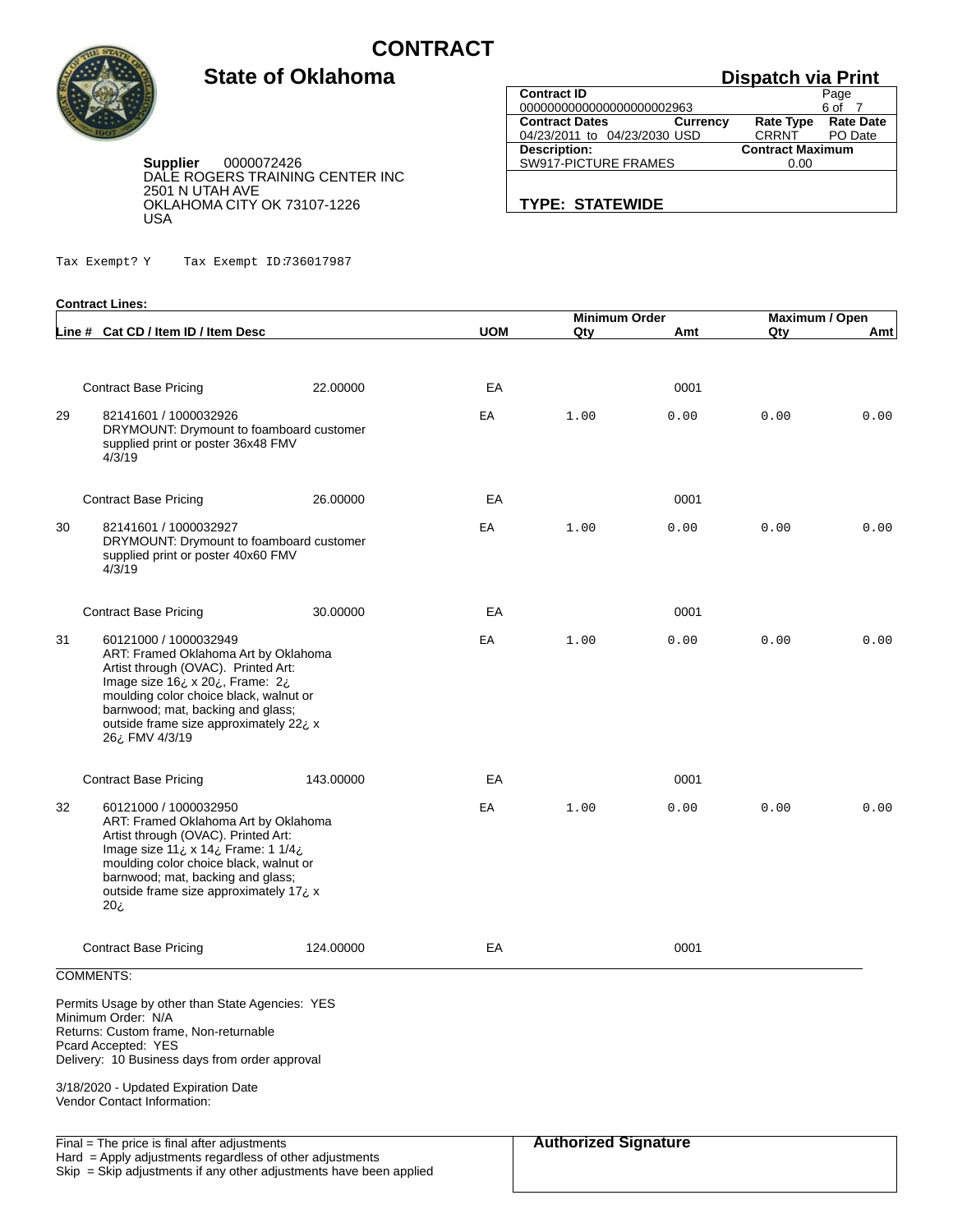# CONTRACT

## State of Oklahoma

## Dispatch via Print

| Contract ID | | Page |
|---|---|---|
| 00000000000000000002963 | | 6 of 7 |
| **Contract Dates** | **Currency** | **Rate Type** / **Rate Date** |
| 04/23/2011 to 04/23/2030 | USD | CRRNT / PO Date |
| **Description:** | | **Contract Maximum** |
| SW917-PICTURE FRAMES | | 0.00 |

**TYPE: STATEWIDE**

**Supplier** 0000072426
DALE ROGERS TRAINING CENTER INC
2501 N UTAH AVE
OKLAHOMA CITY OK 73107-1226
USA

Tax Exempt? Y Tax Exempt ID:736017987

**Contract Lines:**

| Line # | Cat CD / Item ID / Item Desc | | UOM | Minimum Order Qty | Minimum Order Amt | Maximum / Open Qty | Maximum / Open Amt |
|---|---|---|---|---|---|---|---|
| | Contract Base Pricing | 22.00000 | EA | | 0001 | | |
| 29 | 82141601 / 1000032926 DRYMOUNT: Drymount to foamboard customer supplied print or poster 36x48 FMV 4/3/19 | | EA | 1.00 | 0.00 | 0.00 | 0.00 |
| | Contract Base Pricing | 26.00000 | EA | | 0001 | | |
| 30 | 82141601 / 1000032927 DRYMOUNT: Drymount to foamboard customer supplied print or poster 40x60 FMV 4/3/19 | | EA | 1.00 | 0.00 | 0.00 | 0.00 |
| | Contract Base Pricing | 30.00000 | EA | | 0001 | | |
| 31 | 60121000 / 1000032949 ART: Framed Oklahoma Art by Oklahoma Artist through (OVAC). Printed Art: Image size 16¿ x 20¿, Frame: 2¿ moulding color choice black, walnut or barnwood; mat, backing and glass; outside frame size approximately 22¿ x 26¿ FMV 4/3/19 | | EA | 1.00 | 0.00 | 0.00 | 0.00 |
| | Contract Base Pricing | 143.00000 | EA | | 0001 | | |
| 32 | 60121000 / 1000032950 ART: Framed Oklahoma Art by Oklahoma Artist through (OVAC). Printed Art: Image size 11¿ x 14¿ Frame: 1 1/4¿ moulding color choice black, walnut or barnwood; mat, backing and glass; outside frame size approximately 17¿ x 20¿ | | EA | 1.00 | 0.00 | 0.00 | 0.00 |
| | Contract Base Pricing | 124.00000 | EA | | 0001 | | |

COMMENTS:

Permits Usage by other than State Agencies: YES
Minimum Order: N/A
Returns: Custom frame, Non-returnable
Pcard Accepted: YES
Delivery: 10 Business days from order approval

3/18/2020 - Updated Expiration Date
Vendor Contact Information:

Final = The price is final after adjustments
Hard = Apply adjustments regardless of other adjustments
Skip = Skip adjustments if any other adjustments have been applied

**Authorized Signature**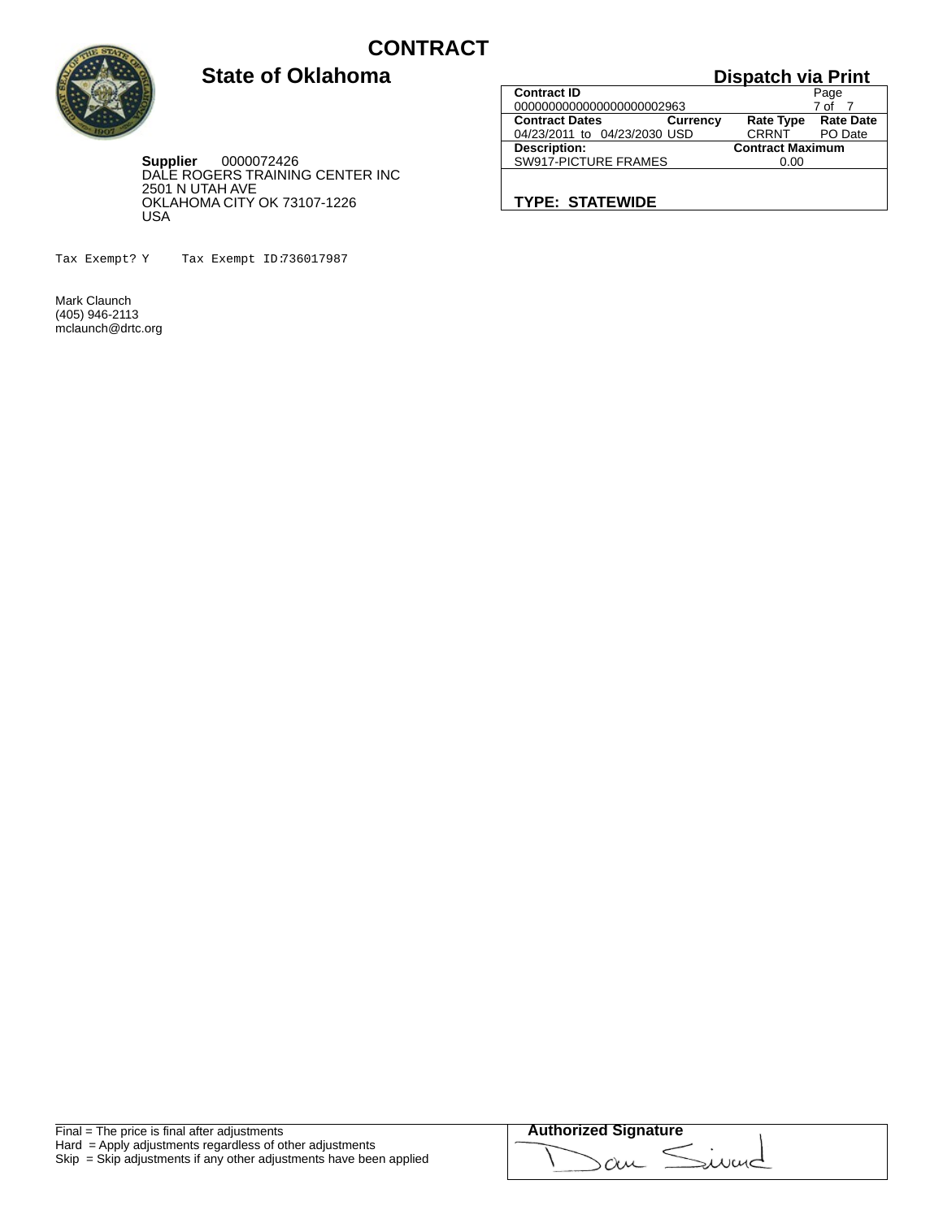# CONTRACT

## State of Oklahoma

**Dispatch via Print**

| Contract ID | | | |
|---|---|---|---|
| 00000000000000000002963 | | | |
| **Contract Dates** | **Currency** | **Rate Type** | **Rate Date** |
| 04/23/2011 to 04/23/2030 | USD | CRRNT | PO Date |
| **Description:** | | **Contract Maximum** | |
| SW917-PICTURE FRAMES | | 0.00 | |

**TYPE: STATEWIDE**

**Supplier** 0000072426
DALE ROGERS TRAINING CENTER INC
2501 N UTAH AVE
OKLAHOMA CITY OK 73107-1226
USA

Tax Exempt? Y Tax Exempt ID:736017987

Mark Claunch
(405) 946-2113
mclaunch@drtc.org

Final = The price is final after adjustments
Hard = Apply adjustments regardless of other adjustments
Skip = Skip adjustments if any other adjustments have been applied

**Authorized Signature**

Dan Sivard